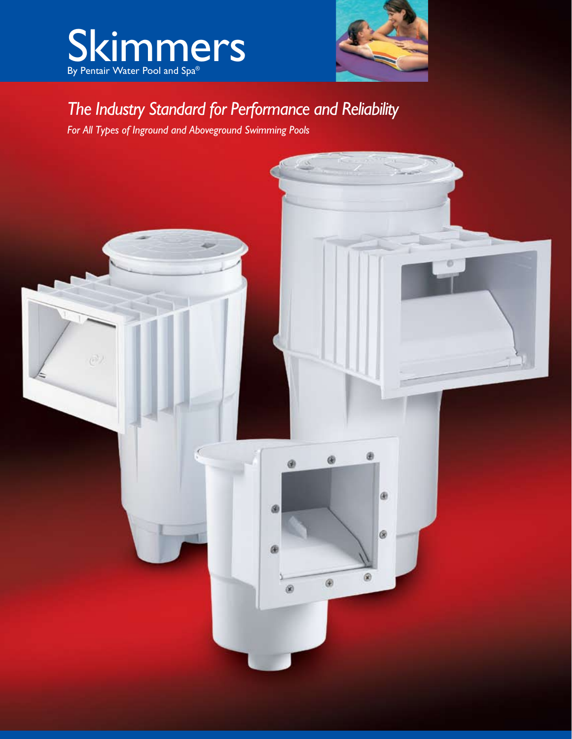# Skimmers

By Pentair Water Pool and Spa®

## *The Industry Standard for Performance and Reliability*

*For All Types of Inground and Aboveground Swimming Pools*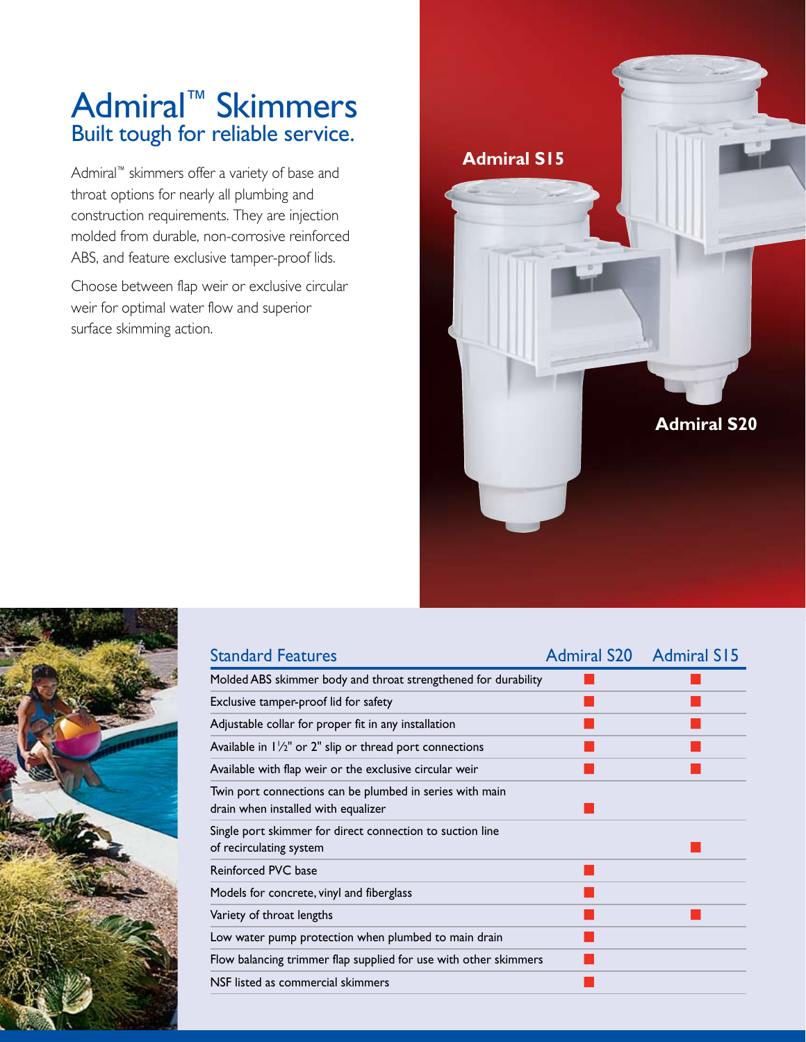# Admiral™ Skimmers

## Built tough for reliable service.

Admiral™ skimmers offer a variety of base and throat options for nearly all plumbing and construction requirements. They are injection molded from durable, non-corrosive reinforced ABS, and feature exclusive tamper-proof lids.

Choose between flap weir or exclusive circular weir for optimal water flow and superior surface skimming action.

Admiral S15

Admiral S20

| Standard Features | Admiral S20 | Admiral S15 |
| --- | --- | --- |
| Molded ABS skimmer body and throat strengthened for durability | ■ | ■ |
| Exclusive tamper-proof lid for safety | ■ | ■ |
| Adjustable collar for proper fit in any installation | ■ | ■ |
| Available in 1½" or 2" slip or thread port connections | ■ | ■ |
| Available with flap weir or the exclusive circular weir | ■ | ■ |
| Twin port connections can be plumbed in series with main drain when installed with equalizer | ■ | |
| Single port skimmer for direct connection to suction line of recirculating system | | ■ |
| Reinforced PVC base | ■ | |
| Models for concrete, vinyl and fiberglass | ■ | |
| Variety of throat lengths | ■ | ■ |
| Low water pump protection when plumbed to main drain | ■ | |
| Flow balancing trimmer flap supplied for use with other skimmers | ■ | |
| NSF listed as commercial skimmers | ■ | |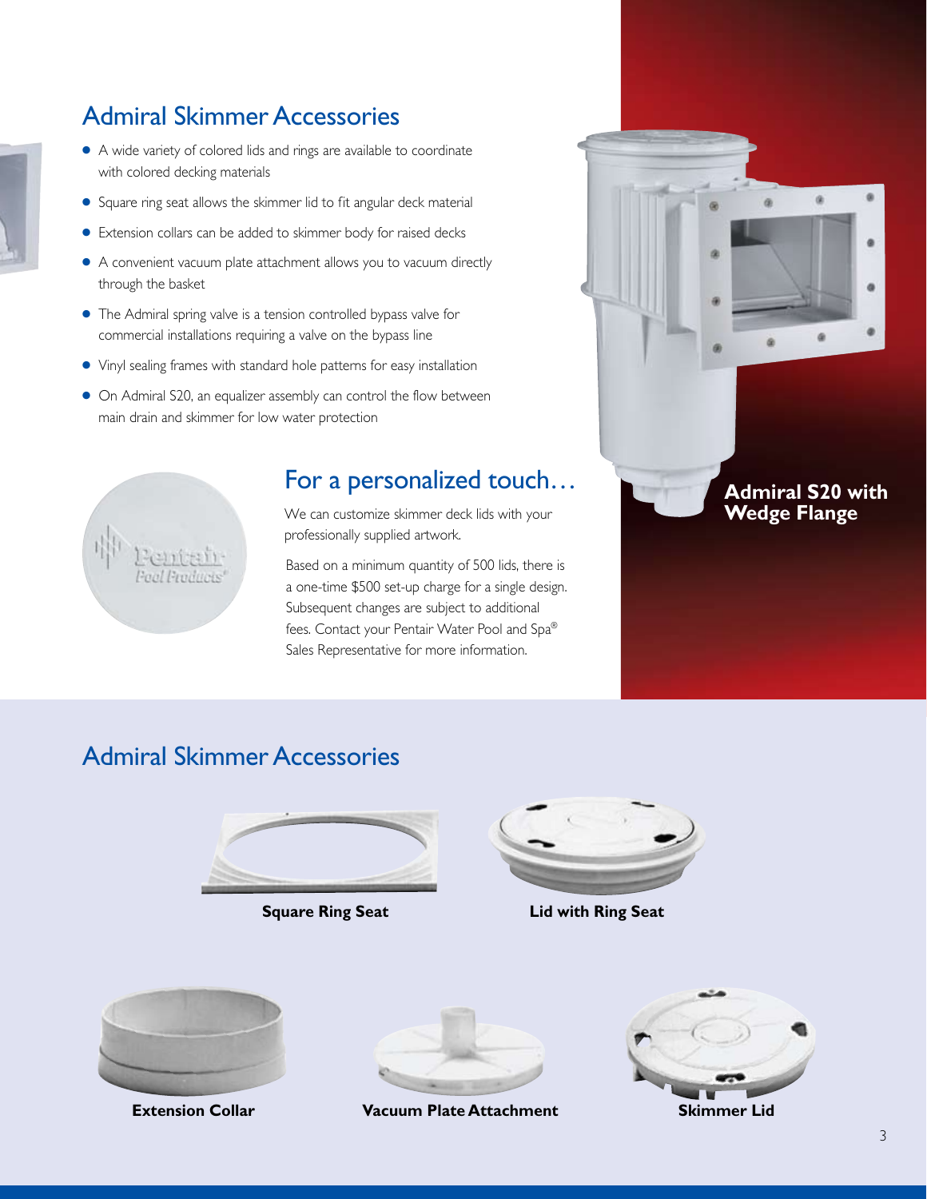## Admiral Skimmer Accessories

- A wide variety of colored lids and rings are available to coordinate with colored decking materials
- Square ring seat allows the skimmer lid to fit angular deck material
- Extension collars can be added to skimmer body for raised decks
- A convenient vacuum plate attachment allows you to vacuum directly through the basket
- The Admiral spring valve is a tension controlled bypass valve for commercial installations requiring a valve on the bypass line
- Vinyl sealing frames with standard hole patterns for easy installation
- On Admiral S20, an equalizer assembly can control the flow between main drain and skimmer for low water protection

## For a personalized touch…

We can customize skimmer deck lids with your professionally supplied artwork.

Based on a minimum quantity of 500 lids, there is a one-time $500 set-up charge for a single design. Subsequent changes are subject to additional fees. Contact your Pentair Water Pool and Spa® Sales Representative for more information.

**Admiral S20 with Wedge Flange**

## Admiral Skimmer Accessories

**Square Ring Seat**

**Lid with Ring Seat**

**Extension Collar**

**Vacuum Plate Attachment**

**Skimmer Lid**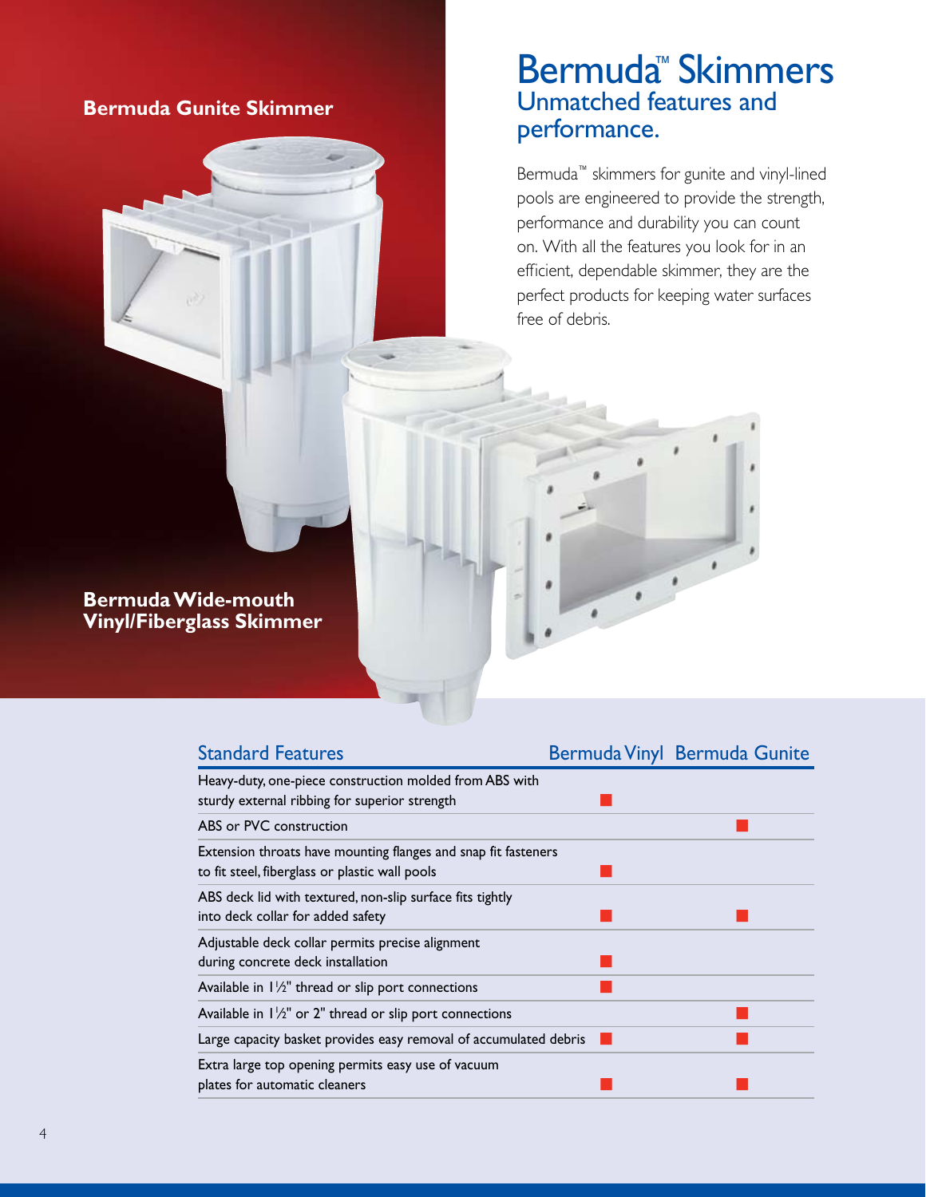**Bermuda Gunite Skimmer**

**Bermuda Wide-mouth Vinyl/Fiberglass Skimmer**

# Bermuda™ Skimmers

## Unmatched features and performance.

Bermuda™ skimmers for gunite and vinyl-lined pools are engineered to provide the strength, performance and durability you can count on. With all the features you look for in an efficient, dependable skimmer, they are the perfect products for keeping water surfaces free of debris.

| Standard Features | Bermuda Vinyl | Bermuda Gunite |
|---|---|---|
| Heavy-duty, one-piece construction molded from ABS with sturdy external ribbing for superior strength | ■ | |
| ABS or PVC construction | | ■ |
| Extension throats have mounting flanges and snap fit fasteners to fit steel, fiberglass or plastic wall pools | ■ | |
| ABS deck lid with textured, non-slip surface fits tightly into deck collar for added safety | ■ | ■ |
| Adjustable deck collar permits precise alignment during concrete deck installation | ■ | |
| Available in 1½" thread or slip port connections | ■ | |
| Available in 1½" or 2" thread or slip port connections | | ■ |
| Large capacity basket provides easy removal of accumulated debris | ■ | ■ |
| Extra large top opening permits easy use of vacuum plates for automatic cleaners | ■ | ■ |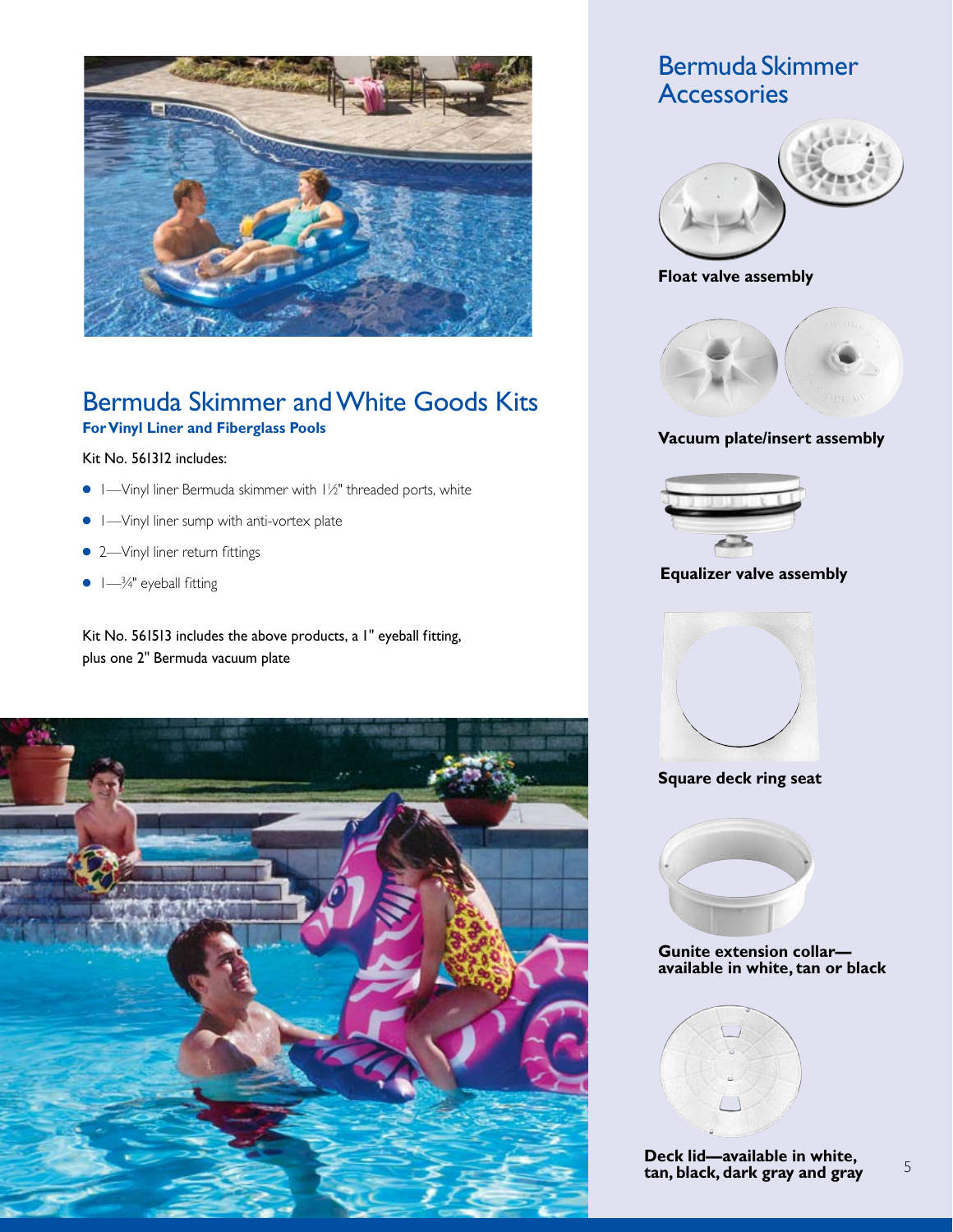## Bermuda Skimmer and White Goods Kits

### For Vinyl Liner and Fiberglass Pools

Kit No. 561312 includes:

- 1—Vinyl liner Bermuda skimmer with 1½" threaded ports, white
- 1—Vinyl liner sump with anti-vortex plate
- 2—Vinyl liner return fittings
- 1—¾" eyeball fitting

Kit No. 561513 includes the above products, a 1" eyeball fitting, plus one 2" Bermuda vacuum plate

## Bermuda Skimmer Accessories

**Float valve assembly**

**Vacuum plate/insert assembly**

**Equalizer valve assembly**

**Square deck ring seat**

**Gunite extension collar—available in white, tan or black**

**Deck lid—available in white, tan, black, dark gray and gray**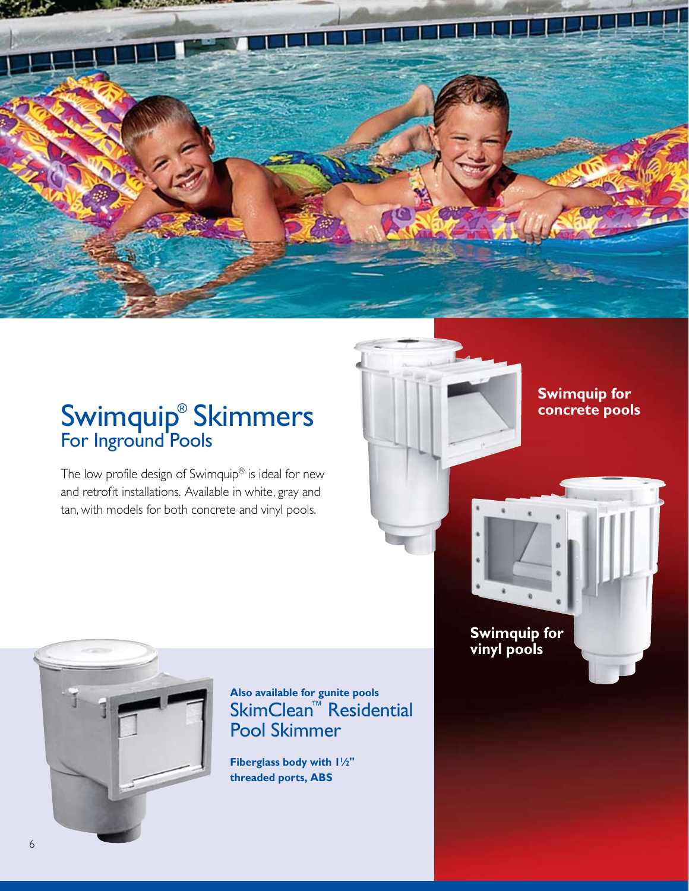# Swimquip® Skimmers

## For Inground Pools

The low profile design of Swimquip® is ideal for new and retrofit installations. Available in white, gray and tan, with models for both concrete and vinyl pools.

**Swimquip for concrete pools**

**Swimquip for vinyl pools**

**Also available for gunite pools**

## SkimClean™ Residential Pool Skimmer

**Fiberglass body with 1½" threaded ports, ABS**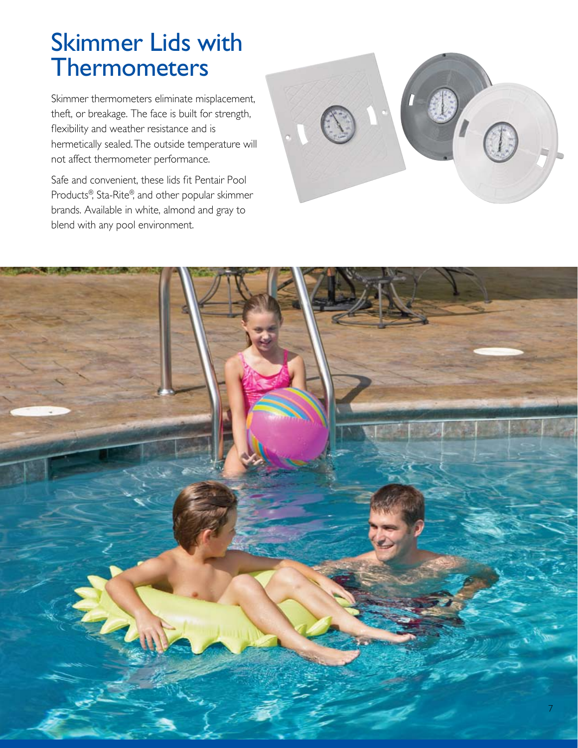# Skimmer Lids with Thermometers

Skimmer thermometers eliminate misplacement, theft, or breakage. The face is built for strength, flexibility and weather resistance and is hermetically sealed. The outside temperature will not affect thermometer performance.

Safe and convenient, these lids fit Pentair Pool Products®, Sta-Rite®, and other popular skimmer brands. Available in white, almond and gray to blend with any pool environment.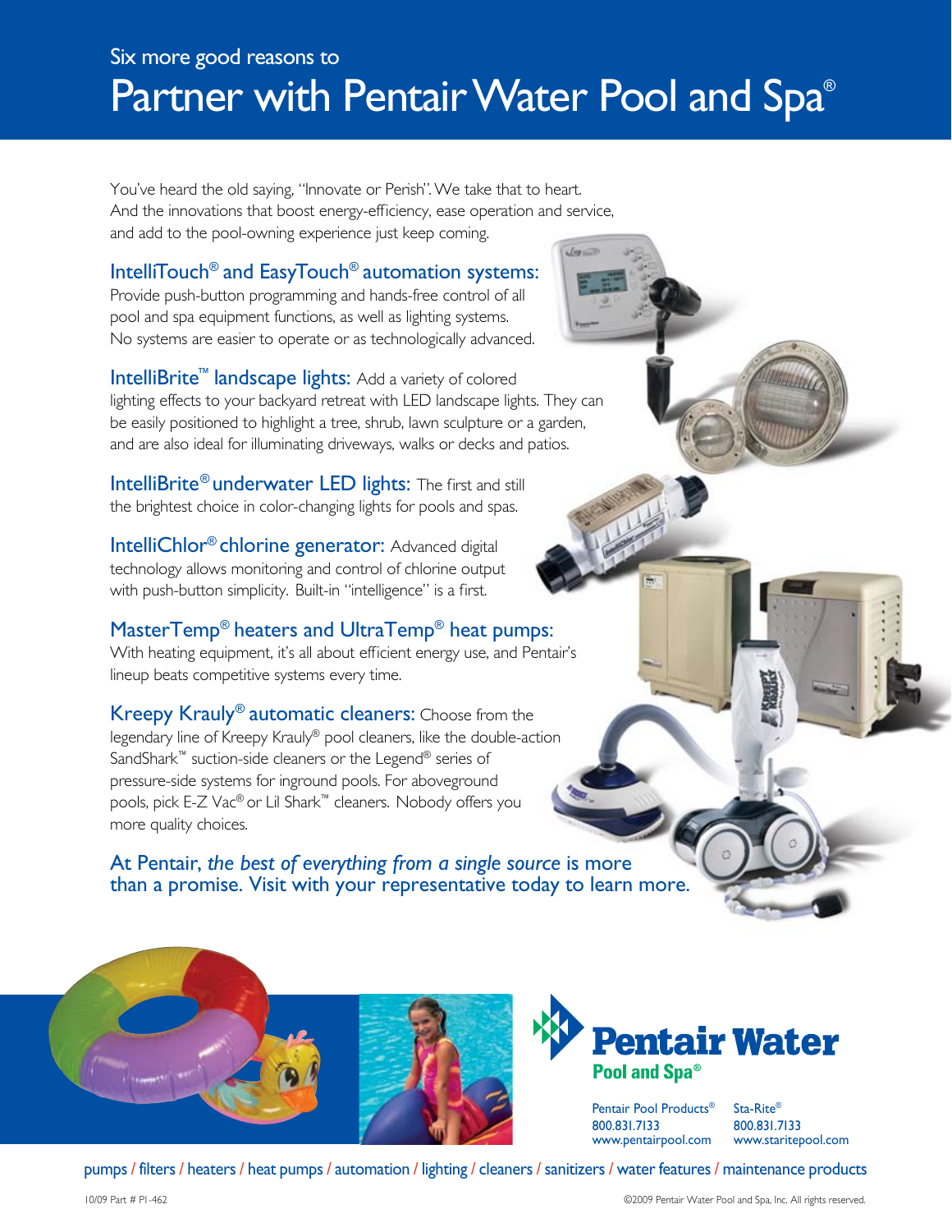Six more good reasons to

# Partner with Pentair Water Pool and Spa®

You've heard the old saying, "Innovate or Perish". We take that to heart. And the innovations that boost energy-efficiency, ease operation and service, and add to the pool-owning experience just keep coming.

**IntelliTouch® and EasyTouch® automation systems:** Provide push-button programming and hands-free control of all pool and spa equipment functions, as well as lighting systems. No systems are easier to operate or as technologically advanced.

**IntelliBrite™ landscape lights:** Add a variety of colored lighting effects to your backyard retreat with LED landscape lights. They can be easily positioned to highlight a tree, shrub, lawn sculpture or a garden, and are also ideal for illuminating driveways, walks or decks and patios.

**IntelliBrite® underwater LED lights:** The first and still the brightest choice in color-changing lights for pools and spas.

**IntelliChlor® chlorine generator:** Advanced digital technology allows monitoring and control of chlorine output with push-button simplicity. Built-in "intelligence" is a first.

**MasterTemp® heaters and UltraTemp® heat pumps:** With heating equipment, it's all about efficient energy use, and Pentair's lineup beats competitive systems every time.

**Kreepy Krauly® automatic cleaners:** Choose from the legendary line of Kreepy Krauly® pool cleaners, like the double-action SandShark™ suction-side cleaners or the Legend® series of pressure-side systems for inground pools. For aboveground pools, pick E-Z Vac® or Lil Shark™ cleaners. Nobody offers you more quality choices.

At Pentair, *the best of everything from a single source* is more than a promise. Visit with your representative today to learn more.

**Pentair Water Pool and Spa®**

Pentair Pool Products®
800.831.7133
www.pentairpool.com

Sta-Rite®
800.831.7133
www.staritepool.com

pumps / filters / heaters / heat pumps / automation / lighting / cleaners / sanitizers / water features / maintenance products

10/09 Part # P1-462

©2009 Pentair Water Pool and Spa, Inc. All rights reserved.